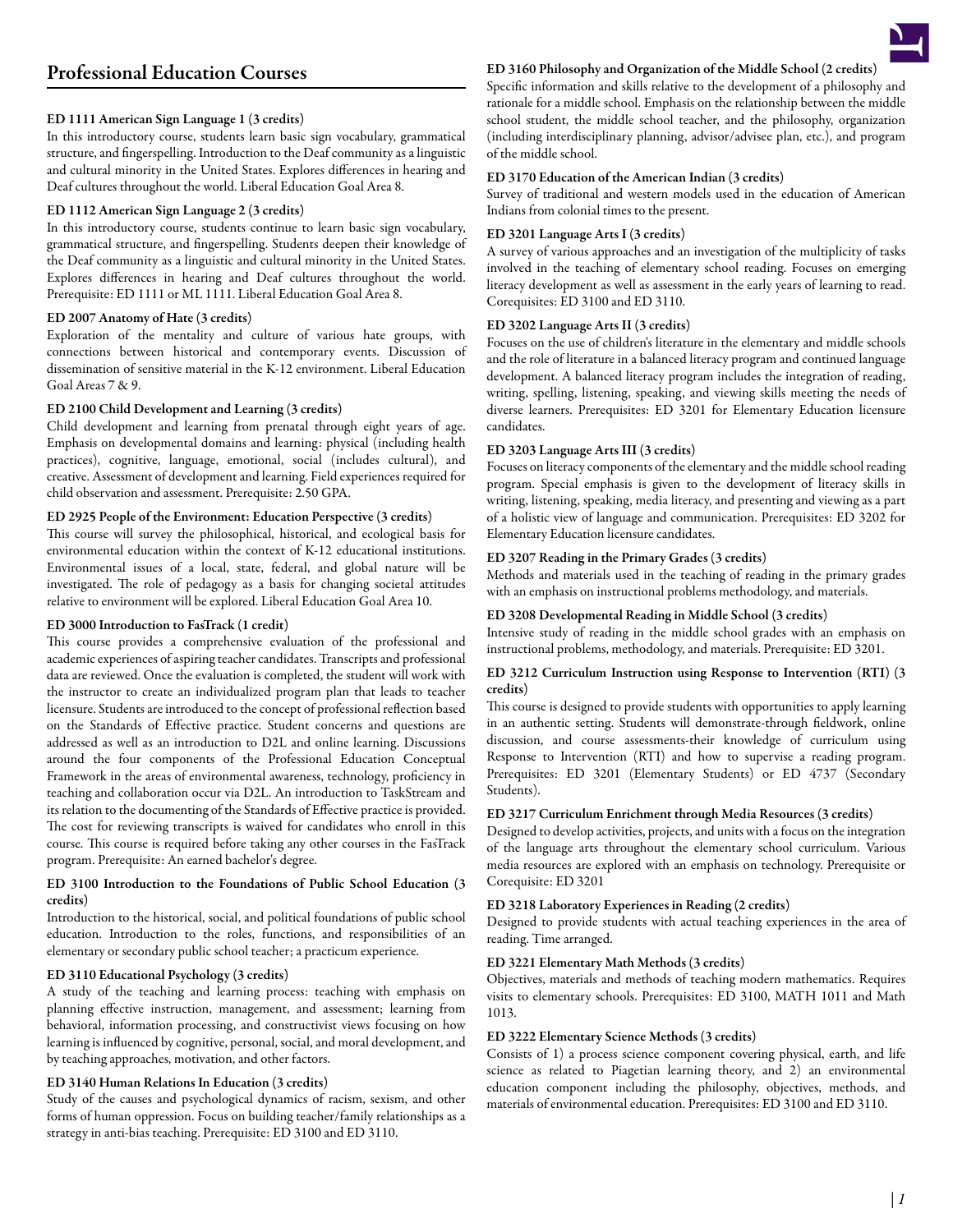# Professional Education Courses

### ED 1111 American Sign Language 1 (3 credits)

In this introductory course, students learn basic sign vocabulary, grammatical structure, and fingerspelling. Introduction to the Deaf community as a linguistic and cultural minority in the United States. Explores differences in hearing and Deaf cultures throughout the world. Liberal Education Goal Area 8.

### ED 1112 American Sign Language 2 (3 credits)

In this introductory course, students continue to learn basic sign vocabulary, grammatical structure, and fingerspelling. Students deepen their knowledge of the Deaf community as a linguistic and cultural minority in the United States. Explores differences in hearing and Deaf cultures throughout the world. Prerequisite: ED 1111 or ML 1111. Liberal Education Goal Area 8.

### ED 2007 Anatomy of Hate (3 credits)

Exploration of the mentality and culture of various hate groups, with connections between historical and contemporary events. Discussion of dissemination of sensitive material in the K-12 environment. Liberal Education Goal Areas 7 & 9.

### ED 2100 Child Development and Learning (3 credits)

Child development and learning from prenatal through eight years of age. Emphasis on developmental domains and learning: physical (including health practices), cognitive, language, emotional, social (includes cultural), and creative. Assessment of development and learning. Field experiences required for child observation and assessment. Prerequisite: 2.50 GPA.

### ED 2925 People of the Environment: Education Perspective (3 credits)

This course will survey the philosophical, historical, and ecological basis for environmental education within the context of K-12 educational institutions. Environmental issues of a local, state, federal, and global nature will be investigated. The role of pedagogy as a basis for changing societal attitudes relative to environment will be explored. Liberal Education Goal Area 10.

### ED 3000 Introduction to FasTrack (1 credit)

This course provides a comprehensive evaluation of the professional and academic experiences of aspiring teacher candidates. Transcripts and professional data are reviewed. Once the evaluation is completed, the student will work with the instructor to create an individualized program plan that leads to teacher licensure. Students are introduced to the concept of professional reflection based on the Standards of Effective practice. Student concerns and questions are addressed as well as an introduction to D2L and online learning. Discussions around the four components of the Professional Education Conceptual Framework in the areas of environmental awareness, technology, proficiency in teaching and collaboration occur via D2L. An introduction to TaskStream and its relation to the documenting of the Standards of Effective practice is provided. The cost for reviewing transcripts is waived for candidates who enroll in this course. This course is required before taking any other courses in the FasTrack program. Prerequisite: An earned bachelor's degree.

### ED 3100 Introduction to the Foundations of Public School Education (3 credits)

Introduction to the historical, social, and political foundations of public school education. Introduction to the roles, functions, and responsibilities of an elementary or secondary public school teacher; a practicum experience.

### ED 3110 Educational Psychology (3 credits)

A study of the teaching and learning process: teaching with emphasis on planning effective instruction, management, and assessment; learning from behavioral, information processing, and constructivist views focusing on how learning is influenced by cognitive, personal, social, and moral development, and by teaching approaches, motivation, and other factors.

### ED 3140 Human Relations In Education (3 credits)

Study of the causes and psychological dynamics of racism, sexism, and other forms of human oppression. Focus on building teacher/family relationships as a strategy in anti-bias teaching. Prerequisite: ED 3100 and ED 3110.

### ED 3160 Philosophy and Organization of the Middle School (2 credits)

Specific information and skills relative to the development of a philosophy and rationale for a middle school. Emphasis on the relationship between the middle school student, the middle school teacher, and the philosophy, organization (including interdisciplinary planning, advisor/advisee plan, etc.), and program of the middle school.

### ED 3170 Education of the American Indian (3 credits)

Survey of traditional and western models used in the education of American Indians from colonial times to the present.

### ED 3201 Language Arts I (3 credits)

A survey of various approaches and an investigation of the multiplicity of tasks involved in the teaching of elementary school reading. Focuses on emerging literacy development as well as assessment in the early years of learning to read. Corequisites: ED 3100 and ED 3110.

### ED 3202 Language Arts II (3 credits)

Focuses on the use of children's literature in the elementary and middle schools and the role of literature in a balanced literacy program and continued language development. A balanced literacy program includes the integration of reading, writing, spelling, listening, speaking, and viewing skills meeting the needs of diverse learners. Prerequisites: ED 3201 for Elementary Education licensure candidates.

### ED 3203 Language Arts III (3 credits)

Focuses on literacy components of the elementary and the middle school reading program. Special emphasis is given to the development of literacy skills in writing, listening, speaking, media literacy, and presenting and viewing as a part of a holistic view of language and communication. Prerequisites: ED 3202 for Elementary Education licensure candidates.

### ED 3207 Reading in the Primary Grades (3 credits)

Methods and materials used in the teaching of reading in the primary grades with an emphasis on instructional problems methodology, and materials.

### ED 3208 Developmental Reading in Middle School (3 credits)

Intensive study of reading in the middle school grades with an emphasis on instructional problems, methodology, and materials. Prerequisite: ED 3201.

### ED 3212 Curriculum Instruction using Response to Intervention (RTI) (3 credits)

This course is designed to provide students with opportunities to apply learning in an authentic setting. Students will demonstrate-through fieldwork, online discussion, and course assessments-their knowledge of curriculum using Response to Intervention (RTI) and how to supervise a reading program. Prerequisites: ED 3201 (Elementary Students) or ED 4737 (Secondary Students).

### ED 3217 Curriculum Enrichment through Media Resources (3 credits)

Designed to develop activities, projects, and units with a focus on the integration of the language arts throughout the elementary school curriculum. Various media resources are explored with an emphasis on technology. Prerequisite or Corequisite: ED 3201

### ED 3218 Laboratory Experiences in Reading (2 credits)

Designed to provide students with actual teaching experiences in the area of reading. Time arranged.

### ED 3221 Elementary Math Methods (3 credits)

Objectives, materials and methods of teaching modern mathematics. Requires visits to elementary schools. Prerequisites: ED 3100, MATH 1011 and Math 1013.

### ED 3222 Elementary Science Methods (3 credits)

Consists of 1) a process science component covering physical, earth, and life science as related to Piagetian learning theory, and 2) an environmental education component including the philosophy, objectives, methods, and materials of environmental education. Prerequisites: ED 3100 and ED 3110.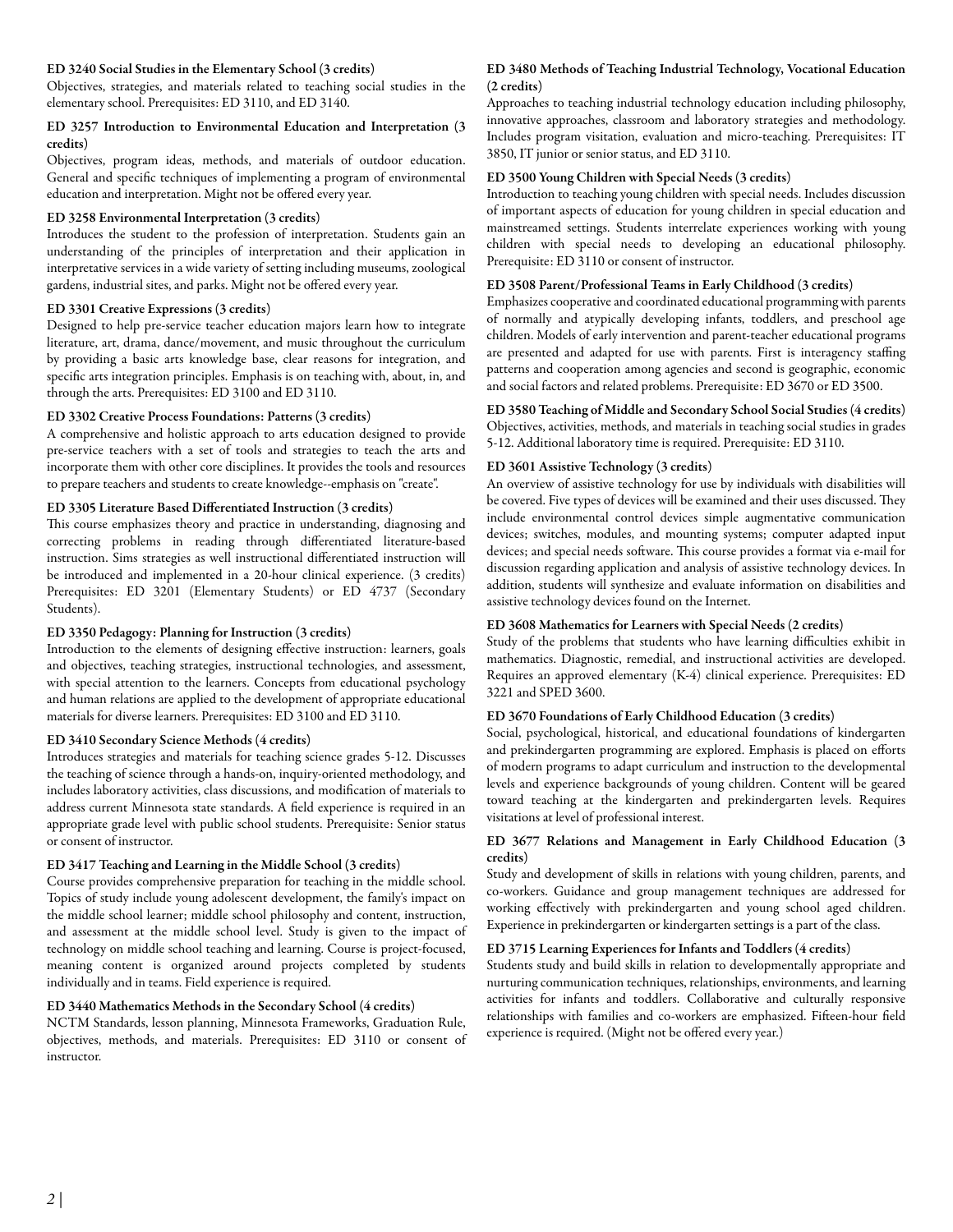**ED 3240 Social Studies in the Elementary School (3 credits)**
Objectives, strategies, and materials related to teaching social studies in the elementary school. Prerequisites: ED 3110, and ED 3140.

**ED 3257 Introduction to Environmental Education and Interpretation (3 credits)**
Objectives, program ideas, methods, and materials of outdoor education. General and specific techniques of implementing a program of environmental education and interpretation. Might not be offered every year.

**ED 3258 Environmental Interpretation (3 credits)**
Introduces the student to the profession of interpretation. Students gain an understanding of the principles of interpretation and their application in interpretative services in a wide variety of setting including museums, zoological gardens, industrial sites, and parks. Might not be offered every year.

**ED 3301 Creative Expressions (3 credits)**
Designed to help pre-service teacher education majors learn how to integrate literature, art, drama, dance/movement, and music throughout the curriculum by providing a basic arts knowledge base, clear reasons for integration, and specific arts integration principles. Emphasis is on teaching with, about, in, and through the arts. Prerequisites: ED 3100 and ED 3110.

**ED 3302 Creative Process Foundations: Patterns (3 credits)**
A comprehensive and holistic approach to arts education designed to provide pre-service teachers with a set of tools and strategies to teach the arts and incorporate them with other core disciplines. It provides the tools and resources to prepare teachers and students to create knowledge--emphasis on "create".

**ED 3305 Literature Based Differentiated Instruction (3 credits)**
This course emphasizes theory and practice in understanding, diagnosing and correcting problems in reading through differentiated literature-based instruction. Sims strategies as well instructional differentiated instruction will be introduced and implemented in a 20-hour clinical experience. (3 credits) Prerequisites: ED 3201 (Elementary Students) or ED 4737 (Secondary Students).

**ED 3350 Pedagogy: Planning for Instruction (3 credits)**
Introduction to the elements of designing effective instruction: learners, goals and objectives, teaching strategies, instructional technologies, and assessment, with special attention to the learners. Concepts from educational psychology and human relations are applied to the development of appropriate educational materials for diverse learners. Prerequisites: ED 3100 and ED 3110.

**ED 3410 Secondary Science Methods (4 credits)**
Introduces strategies and materials for teaching science grades 5-12. Discusses the teaching of science through a hands-on, inquiry-oriented methodology, and includes laboratory activities, class discussions, and modification of materials to address current Minnesota state standards. A field experience is required in an appropriate grade level with public school students. Prerequisite: Senior status or consent of instructor.

**ED 3417 Teaching and Learning in the Middle School (3 credits)**
Course provides comprehensive preparation for teaching in the middle school. Topics of study include young adolescent development, the family's impact on the middle school learner; middle school philosophy and content, instruction, and assessment at the middle school level. Study is given to the impact of technology on middle school teaching and learning. Course is project-focused, meaning content is organized around projects completed by students individually and in teams. Field experience is required.

**ED 3440 Mathematics Methods in the Secondary School (4 credits)**
NCTM Standards, lesson planning, Minnesota Frameworks, Graduation Rule, objectives, methods, and materials. Prerequisites: ED 3110 or consent of instructor.

**ED 3480 Methods of Teaching Industrial Technology, Vocational Education (2 credits)**
Approaches to teaching industrial technology education including philosophy, innovative approaches, classroom and laboratory strategies and methodology. Includes program visitation, evaluation and micro-teaching. Prerequisites: IT 3850, IT junior or senior status, and ED 3110.

**ED 3500 Young Children with Special Needs (3 credits)**
Introduction to teaching young children with special needs. Includes discussion of important aspects of education for young children in special education and mainstreamed settings. Students interrelate experiences working with young children with special needs to developing an educational philosophy. Prerequisite: ED 3110 or consent of instructor.

**ED 3508 Parent/Professional Teams in Early Childhood (3 credits)**
Emphasizes cooperative and coordinated educational programming with parents of normally and atypically developing infants, toddlers, and preschool age children. Models of early intervention and parent-teacher educational programs are presented and adapted for use with parents. First is interagency staffing patterns and cooperation among agencies and second is geographic, economic and social factors and related problems. Prerequisite: ED 3670 or ED 3500.

**ED 3580 Teaching of Middle and Secondary School Social Studies (4 credits)**
Objectives, activities, methods, and materials in teaching social studies in grades 5-12. Additional laboratory time is required. Prerequisite: ED 3110.

**ED 3601 Assistive Technology (3 credits)**
An overview of assistive technology for use by individuals with disabilities will be covered. Five types of devices will be examined and their uses discussed. They include environmental control devices simple augmentative communication devices; switches, modules, and mounting systems; computer adapted input devices; and special needs software. This course provides a format via e-mail for discussion regarding application and analysis of assistive technology devices. In addition, students will synthesize and evaluate information on disabilities and assistive technology devices found on the Internet.

**ED 3608 Mathematics for Learners with Special Needs (2 credits)**
Study of the problems that students who have learning difficulties exhibit in mathematics. Diagnostic, remedial, and instructional activities are developed. Requires an approved elementary (K-4) clinical experience. Prerequisites: ED 3221 and SPED 3600.

**ED 3670 Foundations of Early Childhood Education (3 credits)**
Social, psychological, historical, and educational foundations of kindergarten and prekindergarten programming are explored. Emphasis is placed on efforts of modern programs to adapt curriculum and instruction to the developmental levels and experience backgrounds of young children. Content will be geared toward teaching at the kindergarten and prekindergarten levels. Requires visitations at level of professional interest.

**ED 3677 Relations and Management in Early Childhood Education (3 credits)**
Study and development of skills in relations with young children, parents, and co-workers. Guidance and group management techniques are addressed for working effectively with prekindergarten and young school aged children. Experience in prekindergarten or kindergarten settings is a part of the class.

**ED 3715 Learning Experiences for Infants and Toddlers (4 credits)**
Students study and build skills in relation to developmentally appropriate and nurturing communication techniques, relationships, environments, and learning activities for infants and toddlers. Collaborative and culturally responsive relationships with families and co-workers are emphasized. Fifteen-hour field experience is required. (Might not be offered every year.)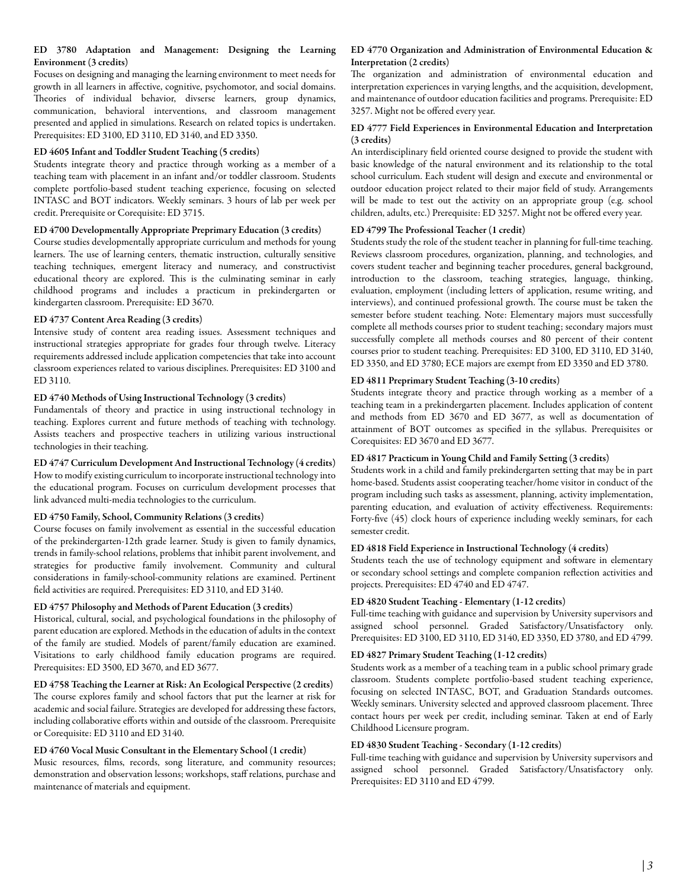### ED 3780 Adaptation and Management: Designing the Learning Environment (3 credits)

Focuses on designing and managing the learning environment to meet needs for growth in all learners in affective, cognitive, psychomotor, and social domains. Theories of individual behavior, divserse learners, group dynamics, communication, behavioral interventions, and classroom management presented and applied in simulations. Research on related topics is undertaken. Prerequisites: ED 3100, ED 3110, ED 3140, and ED 3350.

### ED 4605 Infant and Toddler Student Teaching (5 credits)

Students integrate theory and practice through working as a member of a teaching team with placement in an infant and/or toddler classroom. Students complete portfolio-based student teaching experience, focusing on selected INTASC and BOT indicators. Weekly seminars. 3 hours of lab per week per credit. Prerequisite or Corequisite: ED 3715.

### ED 4700 Developmentally Appropriate Preprimary Education (3 credits)

Course studies developmentally appropriate curriculum and methods for young learners. The use of learning centers, thematic instruction, culturally sensitive teaching techniques, emergent literacy and numeracy, and constructivist educational theory are explored. This is the culminating seminar in early childhood programs and includes a practicum in prekindergarten or kindergarten classroom. Prerequisite: ED 3670.

### ED 4737 Content Area Reading (3 credits)

Intensive study of content area reading issues. Assessment techniques and instructional strategies appropriate for grades four through twelve. Literacy requirements addressed include application competencies that take into account classroom experiences related to various disciplines. Prerequisites: ED 3100 and ED 3110.

### ED 4740 Methods of Using Instructional Technology (3 credits)

Fundamentals of theory and practice in using instructional technology in teaching. Explores current and future methods of teaching with technology. Assists teachers and prospective teachers in utilizing various instructional technologies in their teaching.

### ED 4747 Curriculum Development And Instructional Technology (4 credits)

How to modify existing curriculum to incorporate instructional technology into the educational program. Focuses on curriculum development processes that link advanced multi-media technologies to the curriculum.

### ED 4750 Family, School, Community Relations (3 credits)

Course focuses on family involvement as essential in the successful education of the prekindergarten-12th grade learner. Study is given to family dynamics, trends in family-school relations, problems that inhibit parent involvement, and strategies for productive family involvement. Community and cultural considerations in family-school-community relations are examined. Pertinent field activities are required. Prerequisites: ED 3110, and ED 3140.

### ED 4757 Philosophy and Methods of Parent Education (3 credits)

Historical, cultural, social, and psychological foundations in the philosophy of parent education are explored. Methods in the education of adults in the context of the family are studied. Models of parent/family education are examined. Visitations to early childhood family education programs are required. Prerequisites: ED 3500, ED 3670, and ED 3677.

### ED 4758 Teaching the Learner at Risk: An Ecological Perspective (2 credits)

The course explores family and school factors that put the learner at risk for academic and social failure. Strategies are developed for addressing these factors, including collaborative efforts within and outside of the classroom. Prerequisite or Corequisite: ED 3110 and ED 3140.

### ED 4760 Vocal Music Consultant in the Elementary School (1 credit)

Music resources, films, records, song literature, and community resources; demonstration and observation lessons; workshops, staff relations, purchase and maintenance of materials and equipment.

### ED 4770 Organization and Administration of Environmental Education & Interpretation (2 credits)

The organization and administration of environmental education and interpretation experiences in varying lengths, and the acquisition, development, and maintenance of outdoor education facilities and programs. Prerequisite: ED 3257. Might not be offered every year.

### ED 4777 Field Experiences in Environmental Education and Interpretation (3 credits)

An interdisciplinary field oriented course designed to provide the student with basic knowledge of the natural environment and its relationship to the total school curriculum. Each student will design and execute and environmental or outdoor education project related to their major field of study. Arrangements will be made to test out the activity on an appropriate group (e.g. school children, adults, etc.) Prerequisite: ED 3257. Might not be offered every year.

### ED 4799 The Professional Teacher (1 credit)

Students study the role of the student teacher in planning for full-time teaching. Reviews classroom procedures, organization, planning, and technologies, and covers student teacher and beginning teacher procedures, general background, introduction to the classroom, teaching strategies, language, thinking, evaluation, employment (including letters of application, resume writing, and interviews), and continued professional growth. The course must be taken the semester before student teaching. Note: Elementary majors must successfully complete all methods courses prior to student teaching; secondary majors must successfully complete all methods courses and 80 percent of their content courses prior to student teaching. Prerequisites: ED 3100, ED 3110, ED 3140, ED 3350, and ED 3780; ECE majors are exempt from ED 3350 and ED 3780.

### ED 4811 Preprimary Student Teaching (3-10 credits)

Students integrate theory and practice through working as a member of a teaching team in a prekindergarten placement. Includes application of content and methods from ED 3670 and ED 3677, as well as documentation of attainment of BOT outcomes as specified in the syllabus. Prerequisites or Corequisites: ED 3670 and ED 3677.

### ED 4817 Practicum in Young Child and Family Setting (3 credits)

Students work in a child and family prekindergarten setting that may be in part home-based. Students assist cooperating teacher/home visitor in conduct of the program including such tasks as assessment, planning, activity implementation, parenting education, and evaluation of activity effectiveness. Requirements: Forty-five (45) clock hours of experience including weekly seminars, for each semester credit.

### ED 4818 Field Experience in Instructional Technology (4 credits)

Students teach the use of technology equipment and software in elementary or secondary school settings and complete companion reflection activities and projects. Prerequisites: ED 4740 and ED 4747.

### ED 4820 Student Teaching - Elementary (1-12 credits)

Full-time teaching with guidance and supervision by University supervisors and assigned school personnel. Graded Satisfactory/Unsatisfactory only. Prerequisites: ED 3100, ED 3110, ED 3140, ED 3350, ED 3780, and ED 4799.

### ED 4827 Primary Student Teaching (1-12 credits)

Students work as a member of a teaching team in a public school primary grade classroom. Students complete portfolio-based student teaching experience, focusing on selected INTASC, BOT, and Graduation Standards outcomes. Weekly seminars. University selected and approved classroom placement. Three contact hours per week per credit, including seminar. Taken at end of Early Childhood Licensure program.

### ED 4830 Student Teaching - Secondary (1-12 credits)

Full-time teaching with guidance and supervision by University supervisors and assigned school personnel. Graded Satisfactory/Unsatisfactory only. Prerequisites: ED 3110 and ED 4799.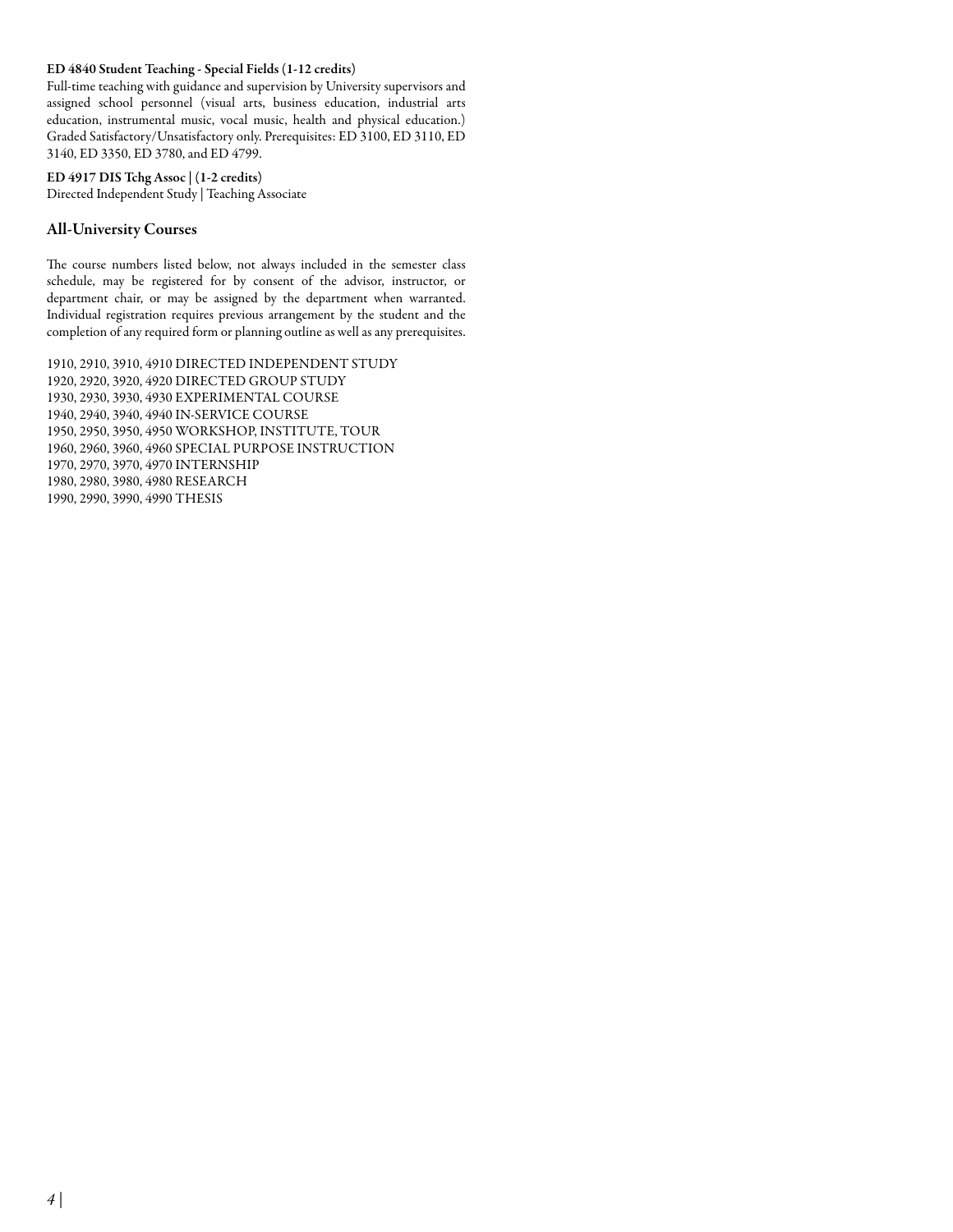**ED 4840 Student Teaching - Special Fields (1-12 credits)**
Full-time teaching with guidance and supervision by University supervisors and assigned school personnel (visual arts, business education, industrial arts education, instrumental music, vocal music, health and physical education.) Graded Satisfactory/Unsatisfactory only. Prerequisites: ED 3100, ED 3110, ED 3140, ED 3350, ED 3780, and ED 4799.

**ED 4917 DIS Tchg Assoc | (1-2 credits)**
Directed Independent Study | Teaching Associate

## All-University Courses

The course numbers listed below, not always included in the semester class schedule, may be registered for by consent of the advisor, instructor, or department chair, or may be assigned by the department when warranted. Individual registration requires previous arrangement by the student and the completion of any required form or planning outline as well as any prerequisites.

1910, 2910, 3910, 4910 DIRECTED INDEPENDENT STUDY
1920, 2920, 3920, 4920 DIRECTED GROUP STUDY
1930, 2930, 3930, 4930 EXPERIMENTAL COURSE
1940, 2940, 3940, 4940 IN-SERVICE COURSE
1950, 2950, 3950, 4950 WORKSHOP, INSTITUTE, TOUR
1960, 2960, 3960, 4960 SPECIAL PURPOSE INSTRUCTION
1970, 2970, 3970, 4970 INTERNSHIP
1980, 2980, 3980, 4980 RESEARCH
1990, 2990, 3990, 4990 THESIS